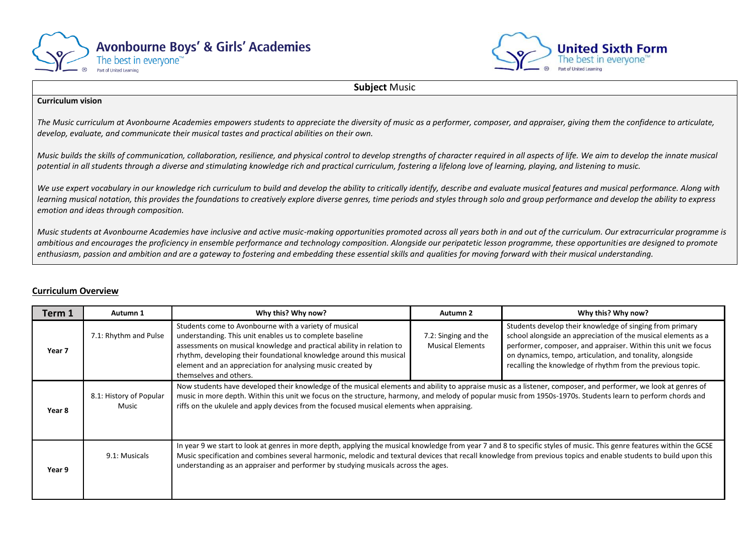Avonbourne Boys' & Girls' Academies
The best in everyone™
Part of United Learning

United Sixth Form
The best in everyone™
Part of United Learning

**Subject** Music

**Curriculum vision**

*The Music curriculum at Avonbourne Academies empowers students to appreciate the diversity of music as a performer, composer, and appraiser, giving them the confidence to articulate, develop, evaluate, and communicate their musical tastes and practical abilities on their own.*

*Music builds the skills of communication, collaboration, resilience, and physical control to develop strengths of character required in all aspects of life. We aim to develop the innate musical potential in all students through a diverse and stimulating knowledge rich and practical curriculum, fostering a lifelong love of learning, playing, and listening to music.*

*We use expert vocabulary in our knowledge rich curriculum to build and develop the ability to critically identify, describe and evaluate musical features and musical performance. Along with learning musical notation, this provides the foundations to creatively explore diverse genres, time periods and styles through solo and group performance and develop the ability to express emotion and ideas through composition.*

*Music students at Avonbourne Academies have inclusive and active music-making opportunities promoted across all years both in and out of the curriculum. Our extracurricular programme is ambitious and encourages the proficiency in ensemble performance and technology composition. Alongside our peripatetic lesson programme, these opportunities are designed to promote enthusiasm, passion and ambition and are a gateway to fostering and embedding these essential skills and qualities for moving forward with their musical understanding.*

## Curriculum Overview

| Term 1 | Autumn 1 | Why this? Why now? | Autumn 2 | Why this? Why now? |
|---|---|---|---|---|
| Year 7 | 7.1: Rhythm and Pulse | Students come to Avonbourne with a variety of musical understanding. This unit enables us to complete baseline assessments on musical knowledge and practical ability in relation to rhythm, developing their foundational knowledge around this musical element and an appreciation for analysing music created by themselves and others. | 7.2: Singing and the Musical Elements | Students develop their knowledge of singing from primary school alongside an appreciation of the musical elements as a performer, composer, and appraiser. Within this unit we focus on dynamics, tempo, articulation, and tonality, alongside recalling the knowledge of rhythm from the previous topic. |
| Year 8 | 8.1: History of Popular Music | Now students have developed their knowledge of the musical elements and ability to appraise music as a listener, composer, and performer, we look at genres of music in more depth. Within this unit we focus on the structure, harmony, and melody of popular music from 1950s-1970s. Students learn to perform chords and riffs on the ukulele and apply devices from the focused musical elements when appraising. | | |
| Year 9 | 9.1: Musicals | In year 9 we start to look at genres in more depth, applying the musical knowledge from year 7 and 8 to specific styles of music. This genre features within the GCSE Music specification and combines several harmonic, melodic and textural devices that recall knowledge from previous topics and enable students to build upon this understanding as an appraiser and performer by studying musicals across the ages. | | |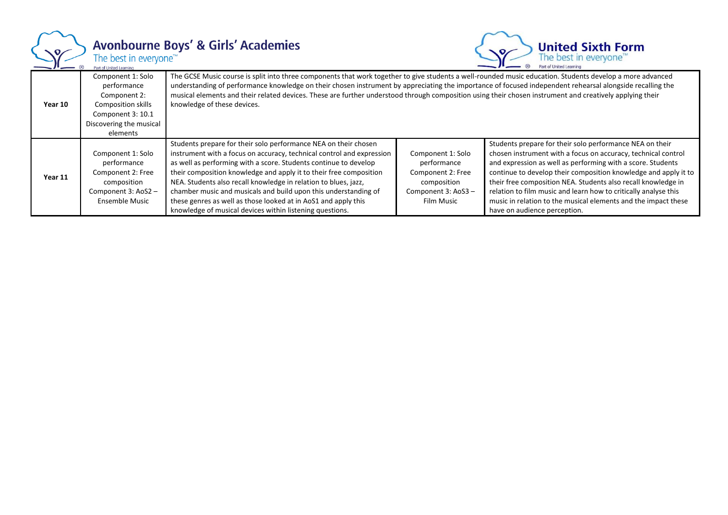| Year | Component | Description | Component | Description |
|---|---|---|---|---|
| **Year 10** | Component 1: Solo performance<br>Component 2: Composition skills<br>Component 3: 10.1 Discovering the musical elements | The GCSE Music course is split into three components that work together to give students a well-rounded music education. Students develop a more advanced understanding of performance knowledge on their chosen instrument by appreciating the importance of focused independent rehearsal alongside recalling the musical elements and their related devices. These are further understood through composition using their chosen instrument and creatively applying their knowledge of these devices. | | |
| **Year 11** | Component 1: Solo performance<br>Component 2: Free composition<br>Component 3: AoS2 – Ensemble Music | Students prepare for their solo performance NEA on their chosen instrument with a focus on accuracy, technical control and expression as well as performing with a score. Students continue to develop their composition knowledge and apply it to their free composition NEA. Students also recall knowledge in relation to blues, jazz, chamber music and musicals and build upon this understanding of these genres as well as those looked at in AoS1 and apply this knowledge of musical devices within listening questions. | Component 1: Solo performance<br>Component 2: Free composition<br>Component 3: AoS3 – Film Music | Students prepare for their solo performance NEA on their chosen instrument with a focus on accuracy, technical control and expression as well as performing with a score. Students continue to develop their composition knowledge and apply it to their free composition NEA. Students also recall knowledge in relation to film music and learn how to critically analyse this music in relation to the musical elements and the impact these have on audience perception. |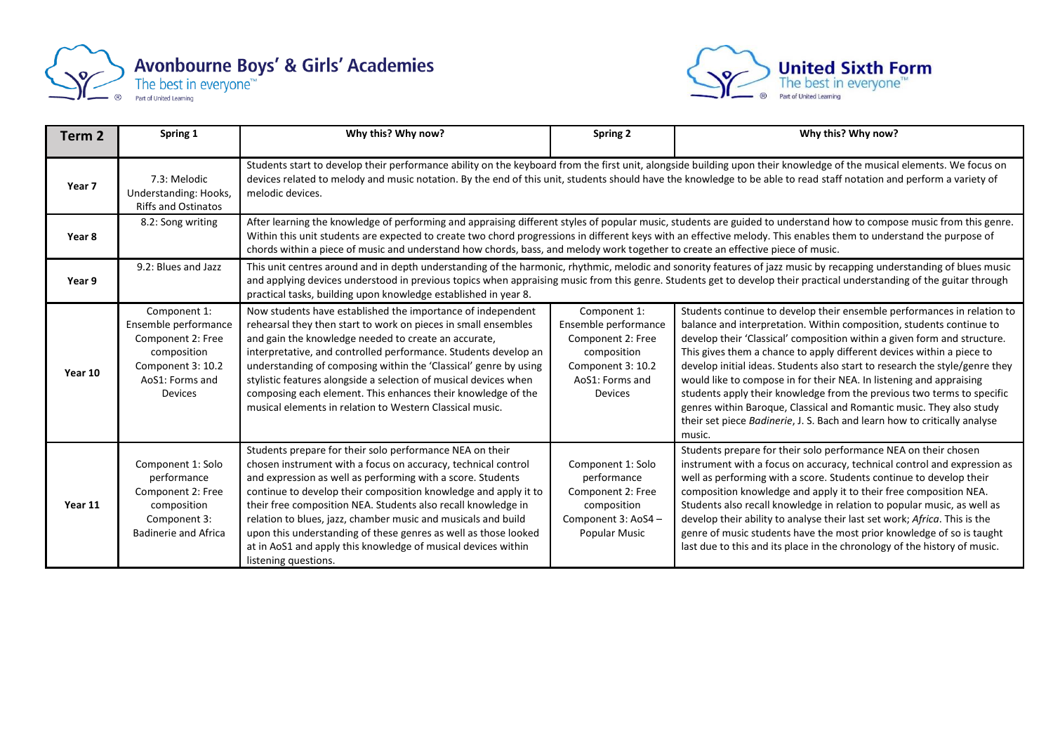| Term 2 | Spring 1 | Why this? Why now? | Spring 2 | Why this? Why now? |
|---|---|---|---|---|
| Year 7 | 7.3: Melodic Understanding: Hooks, Riffs and Ostinatos | Students start to develop their performance ability on the keyboard from the first unit, alongside building upon their knowledge of the musical elements. We focus on devices related to melody and music notation. By the end of this unit, students should have the knowledge to be able to read staff notation and perform a variety of melodic devices. | | |
| Year 8 | 8.2: Song writing | After learning the knowledge of performing and appraising different styles of popular music, students are guided to understand how to compose music from this genre. Within this unit students are expected to create two chord progressions in different keys with an effective melody. This enables them to understand the purpose of chords within a piece of music and understand how chords, bass, and melody work together to create an effective piece of music. | | |
| Year 9 | 9.2: Blues and Jazz | This unit centres around and in depth understanding of the harmonic, rhythmic, melodic and sonority features of jazz music by recapping understanding of blues music and applying devices understood in previous topics when appraising music from this genre. Students get to develop their practical understanding of the guitar through practical tasks, building upon knowledge established in year 8. | | |
| Year 10 | Component 1: Ensemble performance Component 2: Free composition Component 3: 10.2 AoS1: Forms and Devices | Now students have established the importance of independent rehearsal they then start to work on pieces in small ensembles and gain the knowledge needed to create an accurate, interpretative, and controlled performance. Students develop an understanding of composing within the 'Classical' genre by using stylistic features alongside a selection of musical devices when composing each element. This enhances their knowledge of the musical elements in relation to Western Classical music. | Component 1: Ensemble performance Component 2: Free composition Component 3: 10.2 AoS1: Forms and Devices | Students continue to develop their ensemble performances in relation to balance and interpretation. Within composition, students continue to develop their 'Classical' composition within a given form and structure. This gives them a chance to apply different devices within a piece to develop initial ideas. Students also start to research the style/genre they would like to compose in for their NEA. In listening and appraising students apply their knowledge from the previous two terms to specific genres within Baroque, Classical and Romantic music. They also study their set piece *Badinerie*, J. S. Bach and learn how to critically analyse music. |
| Year 11 | Component 1: Solo performance Component 2: Free composition Component 3: Badinerie and Africa | Students prepare for their solo performance NEA on their chosen instrument with a focus on accuracy, technical control and expression as well as performing with a score. Students continue to develop their composition knowledge and apply it to their free composition NEA. Students also recall knowledge in relation to blues, jazz, chamber music and musicals and build upon this understanding of these genres as well as those looked at in AoS1 and apply this knowledge of musical devices within listening questions. | Component 1: Solo performance Component 2: Free composition Component 3: AoS4 – Popular Music | Students prepare for their solo performance NEA on their chosen instrument with a focus on accuracy, technical control and expression as well as performing with a score. Students continue to develop their composition knowledge and apply it to their free composition NEA. Students also recall knowledge in relation to popular music, as well as develop their ability to analyse their last set work; *Africa*. This is the genre of music students have the most prior knowledge of so is taught last due to this and its place in the chronology of the history of music. |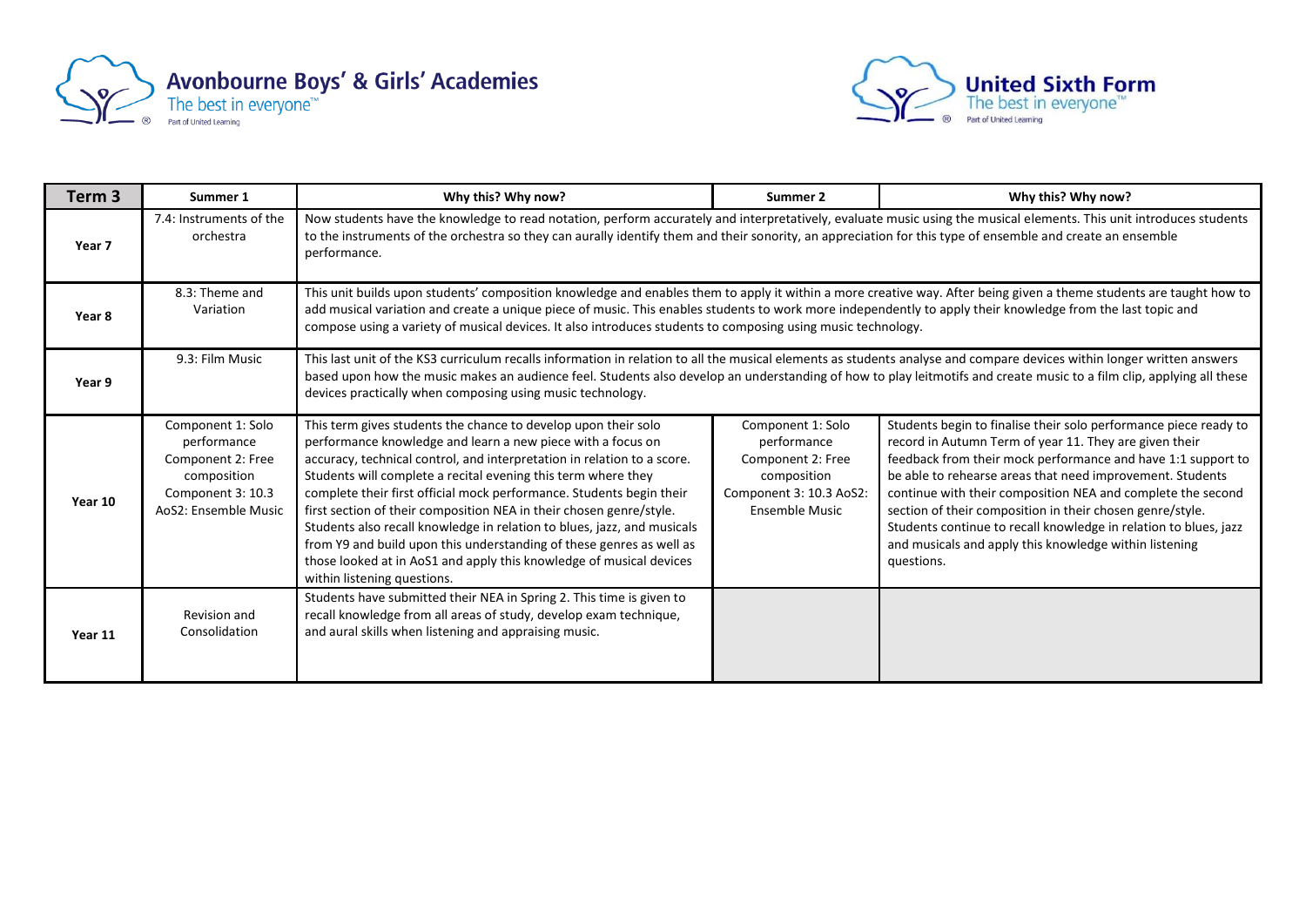| Term 3 | Summer 1 | Why this? Why now? | Summer 2 | Why this? Why now? |
|---|---|---|---|---|
| Year 7 | 7.4: Instruments of the orchestra | Now students have the knowledge to read notation, perform accurately and interpretatively, evaluate music using the musical elements. This unit introduces students to the instruments of the orchestra so they can aurally identify them and their sonority, an appreciation for this type of ensemble and create an ensemble performance. | | |
| Year 8 | 8.3: Theme and Variation | This unit builds upon students' composition knowledge and enables them to apply it within a more creative way. After being given a theme students are taught how to add musical variation and create a unique piece of music. This enables students to work more independently to apply their knowledge from the last topic and compose using a variety of musical devices. It also introduces students to composing using music technology. | | |
| Year 9 | 9.3: Film Music | This last unit of the KS3 curriculum recalls information in relation to all the musical elements as students analyse and compare devices within longer written answers based upon how the music makes an audience feel. Students also develop an understanding of how to play leitmotifs and create music to a film clip, applying all these devices practically when composing using music technology. | | |
| Year 10 | Component 1: Solo performance Component 2: Free composition Component 3: 10.3 AoS2: Ensemble Music | This term gives students the chance to develop upon their solo performance knowledge and learn a new piece with a focus on accuracy, technical control, and interpretation in relation to a score. Students will complete a recital evening this term where they complete their first official mock performance. Students begin their first section of their composition NEA in their chosen genre/style. Students also recall knowledge in relation to blues, jazz, and musicals from Y9 and build upon this understanding of these genres as well as those looked at in AoS1 and apply this knowledge of musical devices within listening questions. | Component 1: Solo performance Component 2: Free composition Component 3: 10.3 AoS2: Ensemble Music | Students begin to finalise their solo performance piece ready to record in Autumn Term of year 11. They are given their feedback from their mock performance and have 1:1 support to be able to rehearse areas that need improvement. Students continue with their composition NEA and complete the second section of their composition in their chosen genre/style. Students continue to recall knowledge in relation to blues, jazz and musicals and apply this knowledge within listening questions. |
| Year 11 | Revision and Consolidation | Students have submitted their NEA in Spring 2. This time is given to recall knowledge from all areas of study, develop exam technique, and aural skills when listening and appraising music. | | |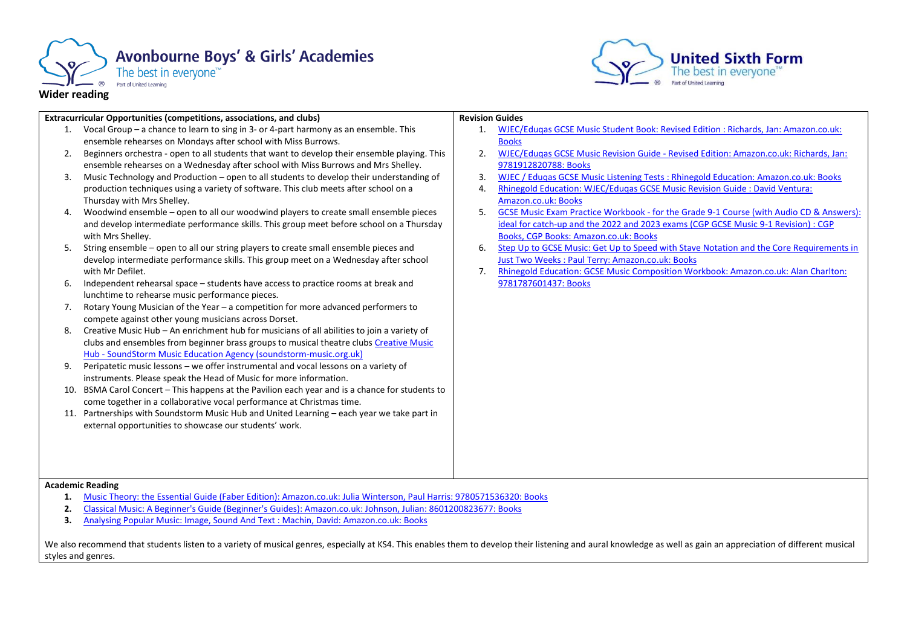Avonbourne Boys' & Girls' Academies
The best in everyone™
Part of United Learning

United Sixth Form
The best in everyone™
Part of United Learning

## Wider reading

**Extracurricular Opportunities (competitions, associations, and clubs)**

1. Vocal Group – a chance to learn to sing in 3- or 4-part harmony as an ensemble. This ensemble rehearses on Mondays after school with Miss Burrows.
2. Beginners orchestra - open to all students that want to develop their ensemble playing. This ensemble rehearses on a Wednesday after school with Miss Burrows and Mrs Shelley.
3. Music Technology and Production – open to all students to develop their understanding of production techniques using a variety of software. This club meets after school on a Thursday with Mrs Shelley.
4. Woodwind ensemble – open to all our woodwind players to create small ensemble pieces and develop intermediate performance skills. This group meet before school on a Thursday with Mrs Shelley.
5. String ensemble – open to all our string players to create small ensemble pieces and develop intermediate performance skills. This group meet on a Wednesday after school with Mr Defilet.
6. Independent rehearsal space – students have access to practice rooms at break and lunchtime to rehearse music performance pieces.
7. Rotary Young Musician of the Year – a competition for more advanced performers to compete against other young musicians across Dorset.
8. Creative Music Hub – An enrichment hub for musicians of all abilities to join a variety of clubs and ensembles from beginner brass groups to musical theatre clubs Creative Music Hub - SoundStorm Music Education Agency (soundstorm-music.org.uk)
9. Peripatetic music lessons – we offer instrumental and vocal lessons on a variety of instruments. Please speak the Head of Music for more information.
10. BSMA Carol Concert – This happens at the Pavilion each year and is a chance for students to come together in a collaborative vocal performance at Christmas time.
11. Partnerships with Soundstorm Music Hub and United Learning – each year we take part in external opportunities to showcase our students' work.

**Revision Guides**

1. WJEC/Eduqas GCSE Music Student Book: Revised Edition : Richards, Jan: Amazon.co.uk: Books
2. WJEC/Eduqas GCSE Music Revision Guide - Revised Edition: Amazon.co.uk: Richards, Jan: 9781912820788: Books
3. WJEC / Eduqas GCSE Music Listening Tests : Rhinegold Education: Amazon.co.uk: Books
4. Rhinegold Education: WJEC/Eduqas GCSE Music Revision Guide : David Ventura: Amazon.co.uk: Books
5. GCSE Music Exam Practice Workbook - for the Grade 9-1 Course (with Audio CD & Answers): ideal for catch-up and the 2022 and 2023 exams (CGP GCSE Music 9-1 Revision) : CGP Books, CGP Books: Amazon.co.uk: Books
6. Step Up to GCSE Music: Get Up to Speed with Stave Notation and the Core Requirements in Just Two Weeks : Paul Terry: Amazon.co.uk: Books
7. Rhinegold Education: GCSE Music Composition Workbook: Amazon.co.uk: Alan Charlton: 9781787601437: Books

**Academic Reading**

1. Music Theory: the Essential Guide (Faber Edition): Amazon.co.uk: Julia Winterson, Paul Harris: 9780571536320: Books
2. Classical Music: A Beginner's Guide (Beginner's Guides): Amazon.co.uk: Johnson, Julian: 8601200823677: Books
3. Analysing Popular Music: Image, Sound And Text : Machin, David: Amazon.co.uk: Books

We also recommend that students listen to a variety of musical genres, especially at KS4. This enables them to develop their listening and aural knowledge as well as gain an appreciation of different musical styles and genres.